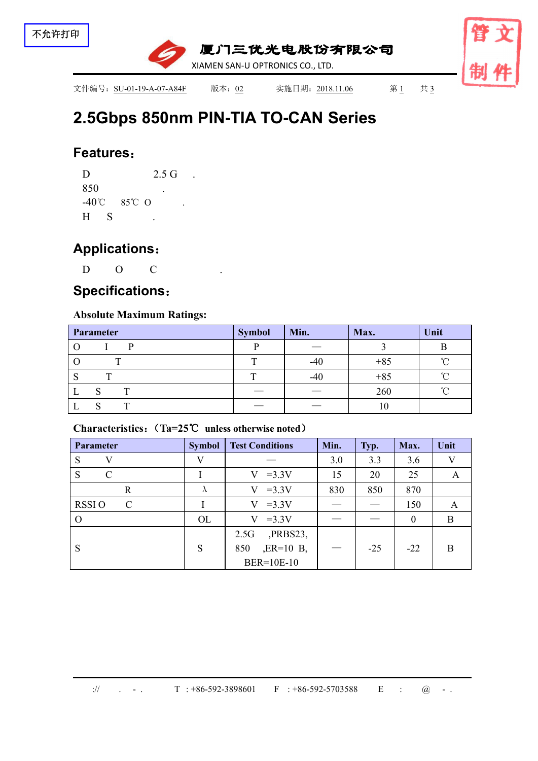不允许打印

厦门三优光电股份有限公司

XIAMEN SAN-U OPTRONICS CO., LTD.

管文制件

文件编号：SU-01-19-A-07-A84F　　版本：02　　实施日期：2018.11.06　　第 1　　共 3

# 2.5Gbps 850nm PIN-TIA TO-CAN Series

## Features：

D　　　　　　2.5 G　　.

850　　　　　　　　　.

-40℃　　85℃ O　　　.

H　　S　　　　.

## Applications：

D　　O　　C　　　　　　.

## Specifications：

### Absolute Maximum Ratings:

| Parameter | Symbol | Min. | Max. | Unit |
|---|---|---|---|---|
| O　I　P | P | — | 3 | B |
| O　T | T | -40 | +85 | ℃ |
| S　T | T | -40 | +85 | ℃ |
| L　S　T | — | — | 260 | ℃ |
| L　S　T | — | — | 10 | |

### Characteristics：（Ta=25℃ unless otherwise noted）

| Parameter | Symbol | Test Conditions | Min. | Typ. | Max. | Unit |
|---|---|---|---|---|---|---|
| S　V | V | — | 3.0 | 3.3 | 3.6 | V |
| S　C | I | V　=3.3V | 15 | 20 | 25 | A |
| R | λ | V　=3.3V | 830 | 850 | 870 | |
| RSSI O　C | I | V　=3.3V | — | — | 150 | A |
| O | OL | V　=3.3V | — | — | 0 | B |
| S | S | 2.5G　,PRBS23, 850　,ER=10 B, BER=10E-10 | — | -25 | -22 | B |

://　　.　-　.　　T : +86-592-3898601　　F : +86-592-5703588　　E　:　　@　-　.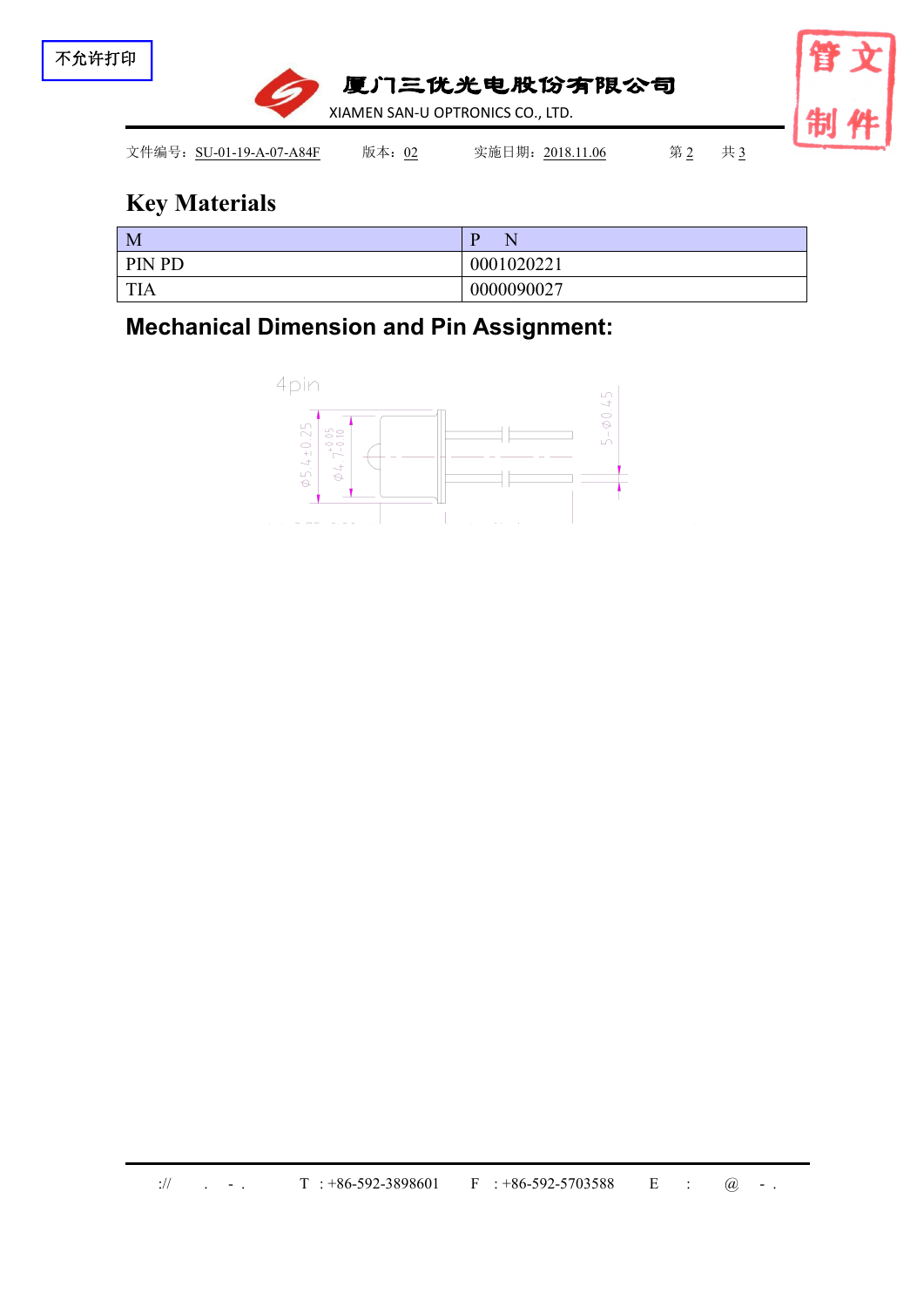## Key Materials

| M | P N |
|---|---|
| PIN PD | 0001020221 |
| TIA | 0000090027 |

## Mechanical Dimension and Pin Assignment: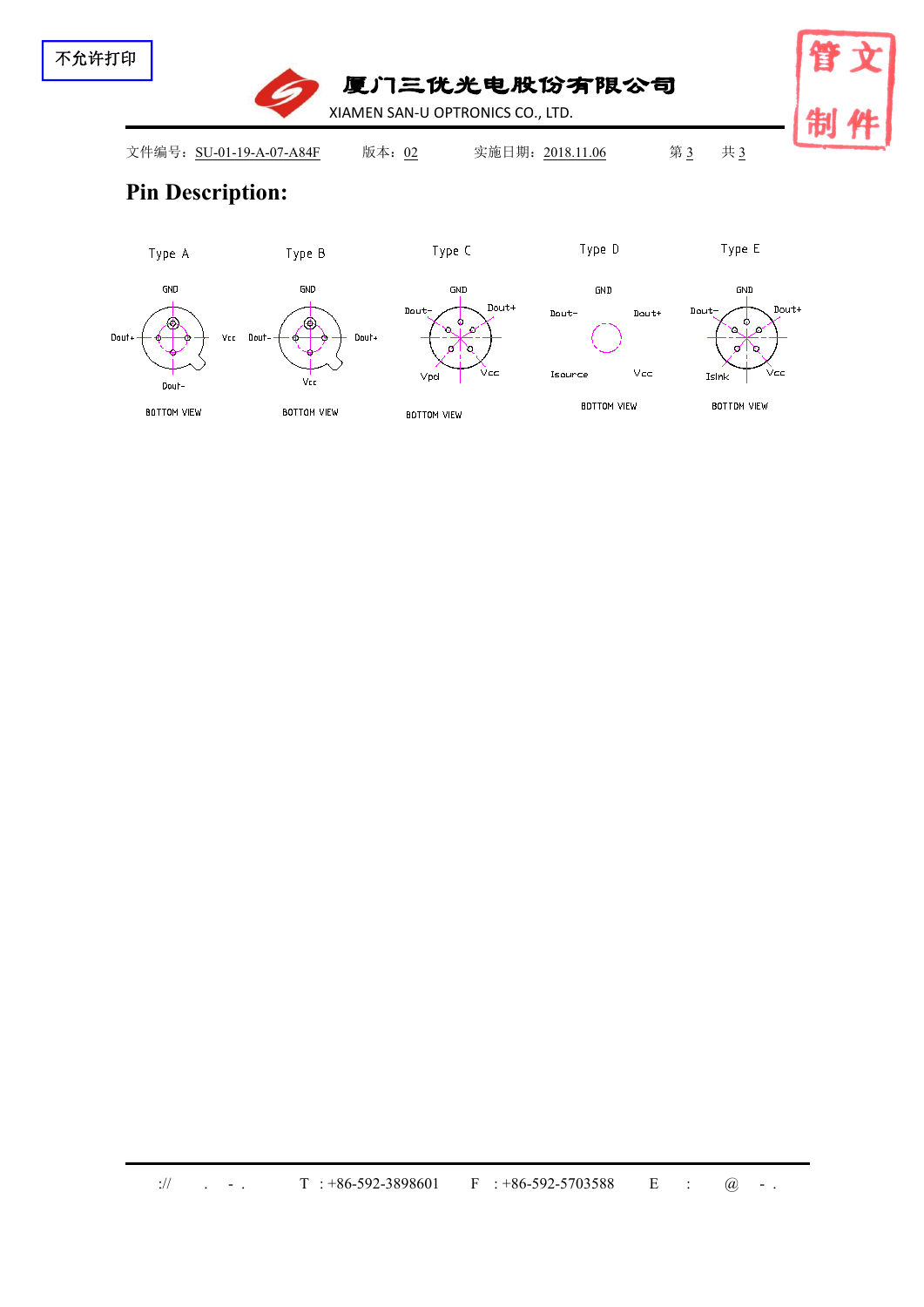## Pin Description:

Type A

GND

Dout+

Vcc

Dout-

BOTTOM VIEW

Type B

GND

Dout-

Dout+

Vcc

BOTTOM VIEW

Type C

GND

Dout-

Dout+

Vpd

Vcc

BOTTOM VIEW

Type D

GND

Dout-

Dout+

Isource

Vcc

BOTTOM VIEW

Type E

GND

Dout-

Dout+

Isink

Vcc

BOTTOM VIEW